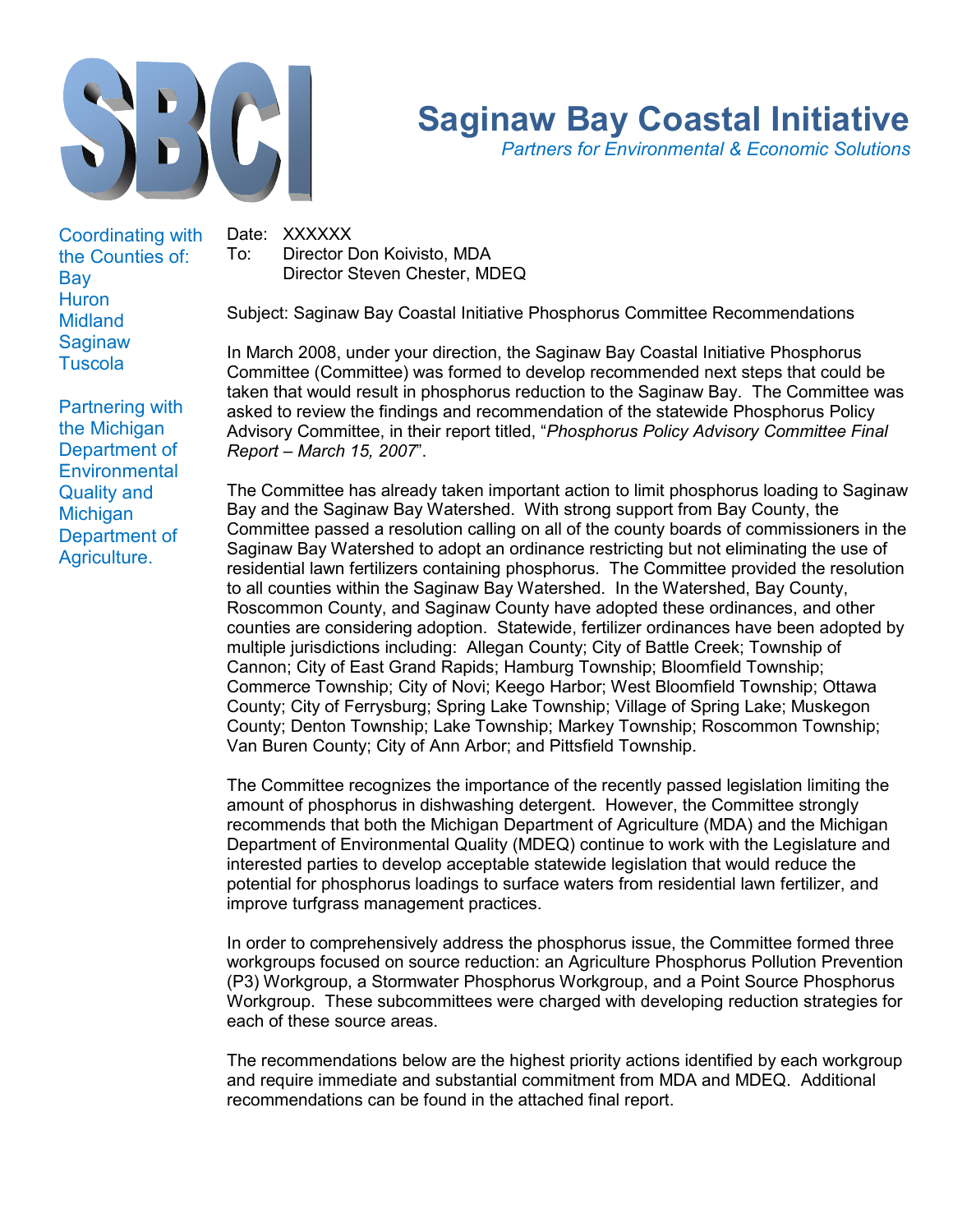# Saginaw Bay Coastal Initiative

*Partners for Environmental & Economic Solutions*

Coordinating with the Counties of:
Bay
Huron
Midland
Saginaw
Tuscola

Partnering with the Michigan Department of Environmental Quality and Michigan Department of Agriculture.

Date: XXXXXX
To: Director Don Koivisto, MDA
Director Steven Chester, MDEQ

Subject: Saginaw Bay Coastal Initiative Phosphorus Committee Recommendations

In March 2008, under your direction, the Saginaw Bay Coastal Initiative Phosphorus Committee (Committee) was formed to develop recommended next steps that could be taken that would result in phosphorus reduction to the Saginaw Bay. The Committee was asked to review the findings and recommendation of the statewide Phosphorus Policy Advisory Committee, in their report titled, "*Phosphorus Policy Advisory Committee Final Report – March 15, 2007*".

The Committee has already taken important action to limit phosphorus loading to Saginaw Bay and the Saginaw Bay Watershed. With strong support from Bay County, the Committee passed a resolution calling on all of the county boards of commissioners in the Saginaw Bay Watershed to adopt an ordinance restricting but not eliminating the use of residential lawn fertilizers containing phosphorus. The Committee provided the resolution to all counties within the Saginaw Bay Watershed. In the Watershed, Bay County, Roscommon County, and Saginaw County have adopted these ordinances, and other counties are considering adoption. Statewide, fertilizer ordinances have been adopted by multiple jurisdictions including: Allegan County; City of Battle Creek; Township of Cannon; City of East Grand Rapids; Hamburg Township; Bloomfield Township; Commerce Township; City of Novi; Keego Harbor; West Bloomfield Township; Ottawa County; City of Ferrysburg; Spring Lake Township; Village of Spring Lake; Muskegon County; Denton Township; Lake Township; Markey Township; Roscommon Township; Van Buren County; City of Ann Arbor; and Pittsfield Township.

The Committee recognizes the importance of the recently passed legislation limiting the amount of phosphorus in dishwashing detergent. However, the Committee strongly recommends that both the Michigan Department of Agriculture (MDA) and the Michigan Department of Environmental Quality (MDEQ) continue to work with the Legislature and interested parties to develop acceptable statewide legislation that would reduce the potential for phosphorus loadings to surface waters from residential lawn fertilizer, and improve turfgrass management practices.

In order to comprehensively address the phosphorus issue, the Committee formed three workgroups focused on source reduction: an Agriculture Phosphorus Pollution Prevention (P3) Workgroup, a Stormwater Phosphorus Workgroup, and a Point Source Phosphorus Workgroup. These subcommittees were charged with developing reduction strategies for each of these source areas.

The recommendations below are the highest priority actions identified by each workgroup and require immediate and substantial commitment from MDA and MDEQ. Additional recommendations can be found in the attached final report.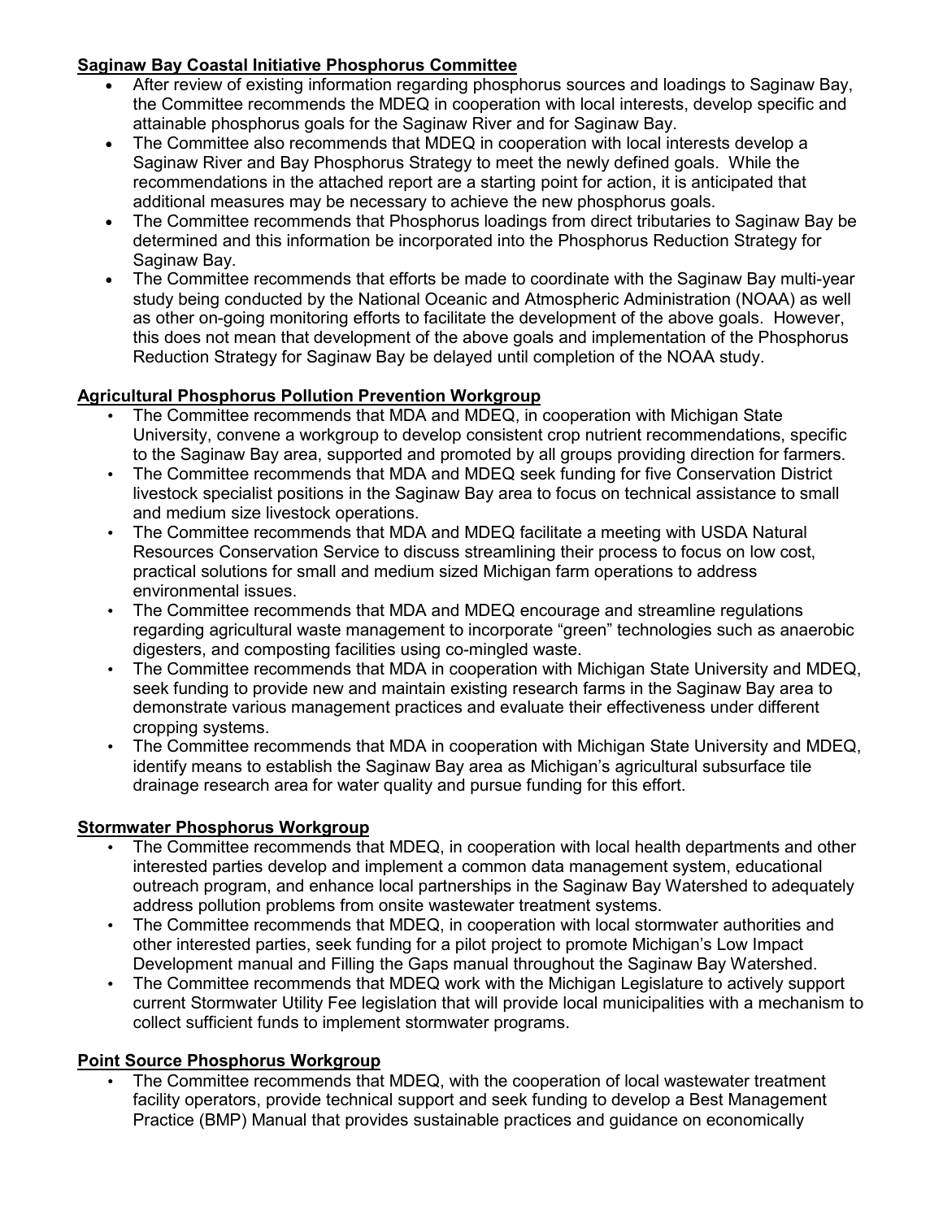## Saginaw Bay Coastal Initiative Phosphorus Committee

- After review of existing information regarding phosphorus sources and loadings to Saginaw Bay, the Committee recommends the MDEQ in cooperation with local interests, develop specific and attainable phosphorus goals for the Saginaw River and for Saginaw Bay.
- The Committee also recommends that MDEQ in cooperation with local interests develop a Saginaw River and Bay Phosphorus Strategy to meet the newly defined goals. While the recommendations in the attached report are a starting point for action, it is anticipated that additional measures may be necessary to achieve the new phosphorus goals.
- The Committee recommends that Phosphorus loadings from direct tributaries to Saginaw Bay be determined and this information be incorporated into the Phosphorus Reduction Strategy for Saginaw Bay.
- The Committee recommends that efforts be made to coordinate with the Saginaw Bay multi-year study being conducted by the National Oceanic and Atmospheric Administration (NOAA) as well as other on-going monitoring efforts to facilitate the development of the above goals. However, this does not mean that development of the above goals and implementation of the Phosphorus Reduction Strategy for Saginaw Bay be delayed until completion of the NOAA study.

## Agricultural Phosphorus Pollution Prevention Workgroup

- The Committee recommends that MDA and MDEQ, in cooperation with Michigan State University, convene a workgroup to develop consistent crop nutrient recommendations, specific to the Saginaw Bay area, supported and promoted by all groups providing direction for farmers.
- The Committee recommends that MDA and MDEQ seek funding for five Conservation District livestock specialist positions in the Saginaw Bay area to focus on technical assistance to small and medium size livestock operations.
- The Committee recommends that MDA and MDEQ facilitate a meeting with USDA Natural Resources Conservation Service to discuss streamlining their process to focus on low cost, practical solutions for small and medium sized Michigan farm operations to address environmental issues.
- The Committee recommends that MDA and MDEQ encourage and streamline regulations regarding agricultural waste management to incorporate "green" technologies such as anaerobic digesters, and composting facilities using co-mingled waste.
- The Committee recommends that MDA in cooperation with Michigan State University and MDEQ, seek funding to provide new and maintain existing research farms in the Saginaw Bay area to demonstrate various management practices and evaluate their effectiveness under different cropping systems.
- The Committee recommends that MDA in cooperation with Michigan State University and MDEQ, identify means to establish the Saginaw Bay area as Michigan's agricultural subsurface tile drainage research area for water quality and pursue funding for this effort.

## Stormwater Phosphorus Workgroup

- The Committee recommends that MDEQ, in cooperation with local health departments and other interested parties develop and implement a common data management system, educational outreach program, and enhance local partnerships in the Saginaw Bay Watershed to adequately address pollution problems from onsite wastewater treatment systems.
- The Committee recommends that MDEQ, in cooperation with local stormwater authorities and other interested parties, seek funding for a pilot project to promote Michigan's Low Impact Development manual and Filling the Gaps manual throughout the Saginaw Bay Watershed.
- The Committee recommends that MDEQ work with the Michigan Legislature to actively support current Stormwater Utility Fee legislation that will provide local municipalities with a mechanism to collect sufficient funds to implement stormwater programs.

## Point Source Phosphorus Workgroup

- The Committee recommends that MDEQ, with the cooperation of local wastewater treatment facility operators, provide technical support and seek funding to develop a Best Management Practice (BMP) Manual that provides sustainable practices and guidance on economically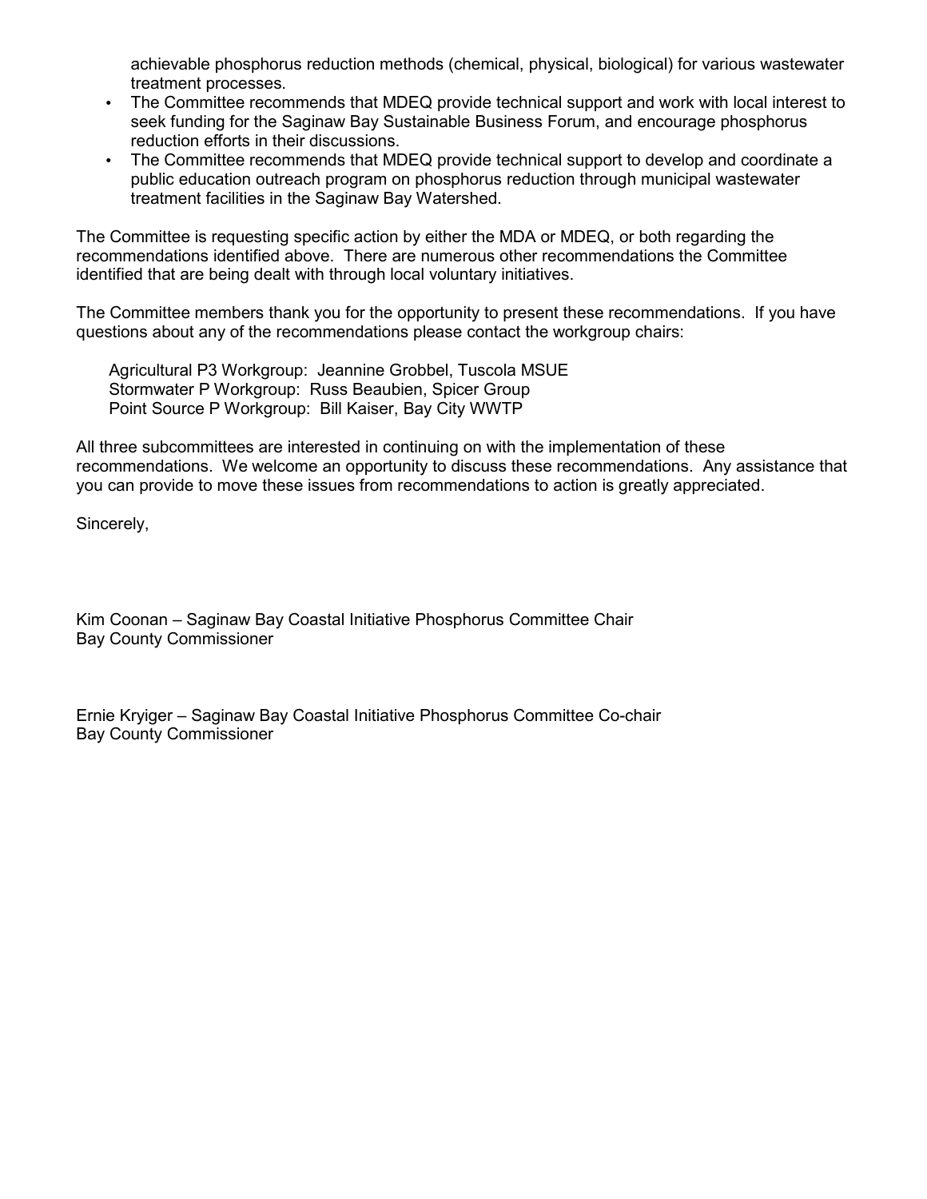achievable phosphorus reduction methods (chemical, physical, biological) for various wastewater treatment processes.

- The Committee recommends that MDEQ provide technical support and work with local interest to seek funding for the Saginaw Bay Sustainable Business Forum, and encourage phosphorus reduction efforts in their discussions.
- The Committee recommends that MDEQ provide technical support to develop and coordinate a public education outreach program on phosphorus reduction through municipal wastewater treatment facilities in the Saginaw Bay Watershed.

The Committee is requesting specific action by either the MDA or MDEQ, or both regarding the recommendations identified above. There are numerous other recommendations the Committee identified that are being dealt with through local voluntary initiatives.

The Committee members thank you for the opportunity to present these recommendations. If you have questions about any of the recommendations please contact the workgroup chairs:

Agricultural P3 Workgroup: Jeannine Grobbel, Tuscola MSUE
Stormwater P Workgroup: Russ Beaubien, Spicer Group
Point Source P Workgroup: Bill Kaiser, Bay City WWTP

All three subcommittees are interested in continuing on with the implementation of these recommendations. We welcome an opportunity to discuss these recommendations. Any assistance that you can provide to move these issues from recommendations to action is greatly appreciated.

Sincerely,

Kim Coonan – Saginaw Bay Coastal Initiative Phosphorus Committee Chair
Bay County Commissioner

Ernie Kryiger – Saginaw Bay Coastal Initiative Phosphorus Committee Co-chair
Bay County Commissioner